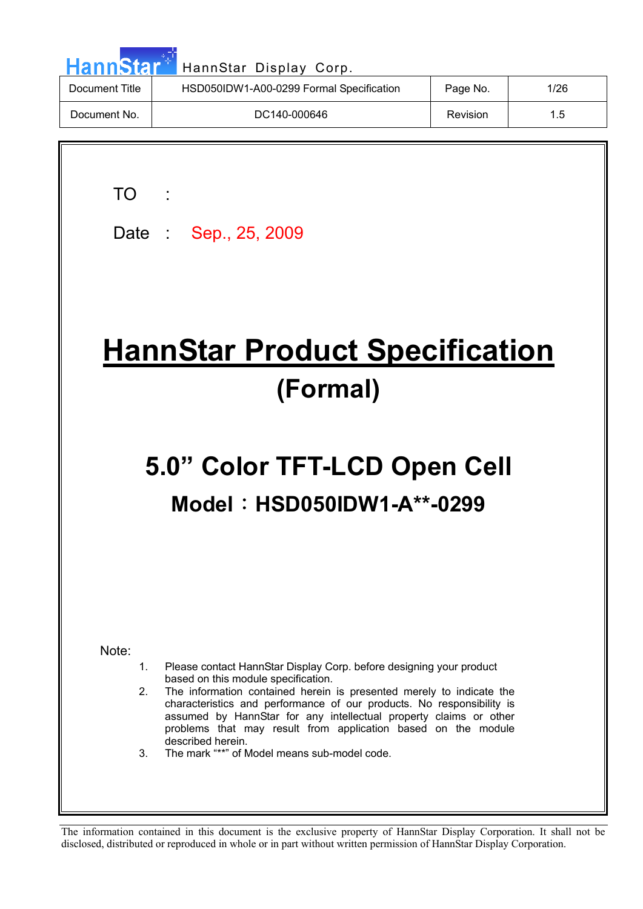| Document Title | HSD050IDW1-A00-0299 Formal Specification | Page No. | 1/26 |
|---|---|---|---|
| Document No. | DC140-000646 | Revision | 1.5 |

TO :

Date : Sep., 25, 2009

# HannStar Product Specification

## (Formal)

# 5.0” Color TFT-LCD Open Cell

## Model：HSD050IDW1-A**-0299

Note:

1. Please contact HannStar Display Corp. before designing your product based on this module specification.
2. The information contained herein is presented merely to indicate the characteristics and performance of our products. No responsibility is assumed by HannStar for any intellectual property claims or other problems that may result from application based on the module described herein.
3. The mark “**” of Model means sub-model code.

The information contained in this document is the exclusive property of HannStar Display Corporation. It shall not be disclosed, distributed or reproduced in whole or in part without written permission of HannStar Display Corporation.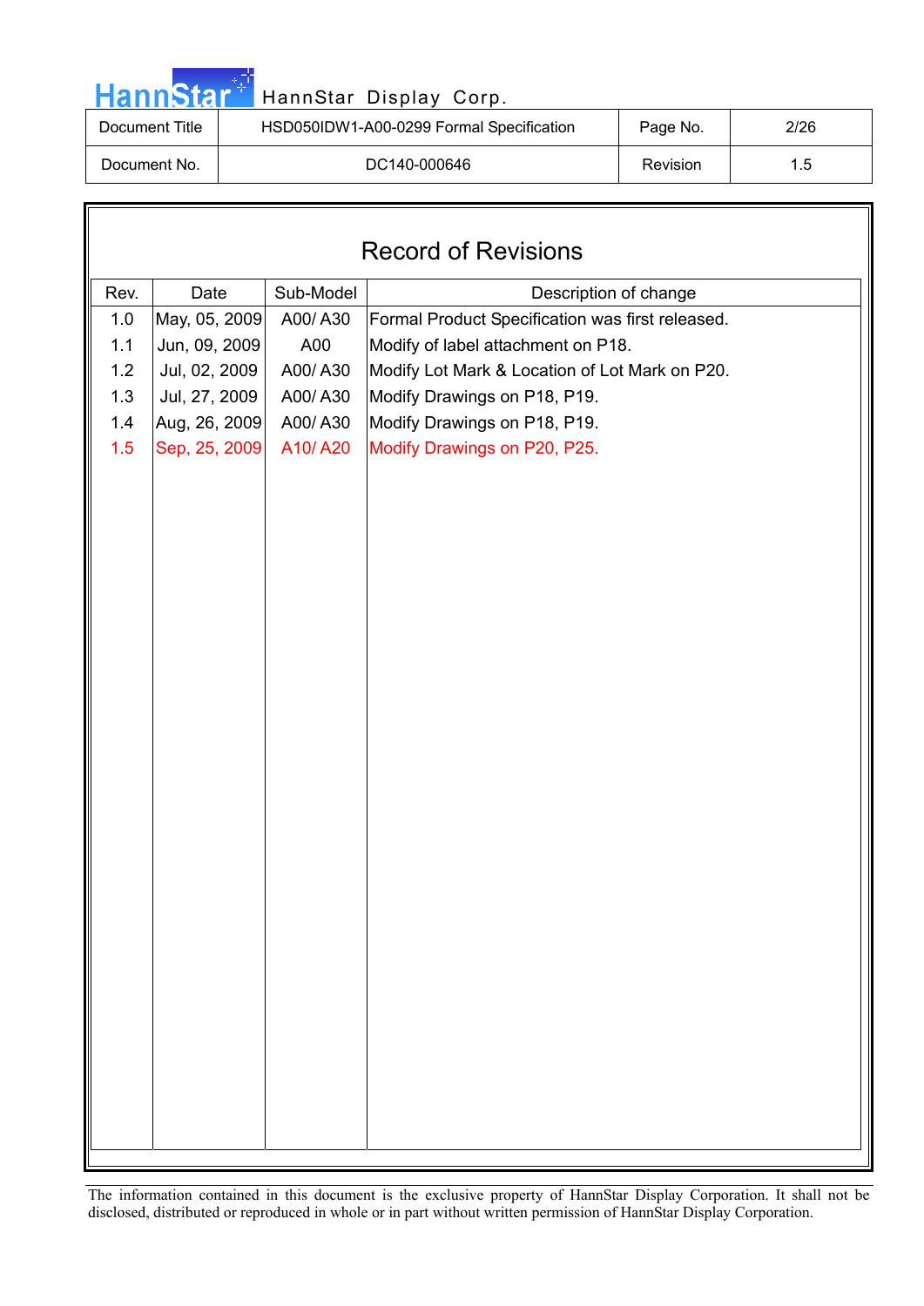| Document Title | HSD050IDW1-A00-0299 Formal Specification | Page No. | 2/26 |
|---|---|---|---|
| Document No. | DC140-000646 | Revision | 1.5 |

# Record of Revisions

| Rev. | Date | Sub-Model | Description of change |
|---|---|---|---|
| 1.0 | May, 05, 2009 | A00/ A30 | Formal Product Specification was first released. |
| 1.1 | Jun, 09, 2009 | A00 | Modify of label attachment on P18. |
| 1.2 | Jul, 02, 2009 | A00/ A30 | Modify Lot Mark & Location of Lot Mark on P20. |
| 1.3 | Jul, 27, 2009 | A00/ A30 | Modify Drawings on P18, P19. |
| 1.4 | Aug, 26, 2009 | A00/ A30 | Modify Drawings on P18, P19. |
| 1.5 | Sep, 25, 2009 | A10/ A20 | Modify Drawings on P20, P25. |

The information contained in this document is the exclusive property of HannStar Display Corporation. It shall not be disclosed, distributed or reproduced in whole or in part without written permission of HannStar Display Corporation.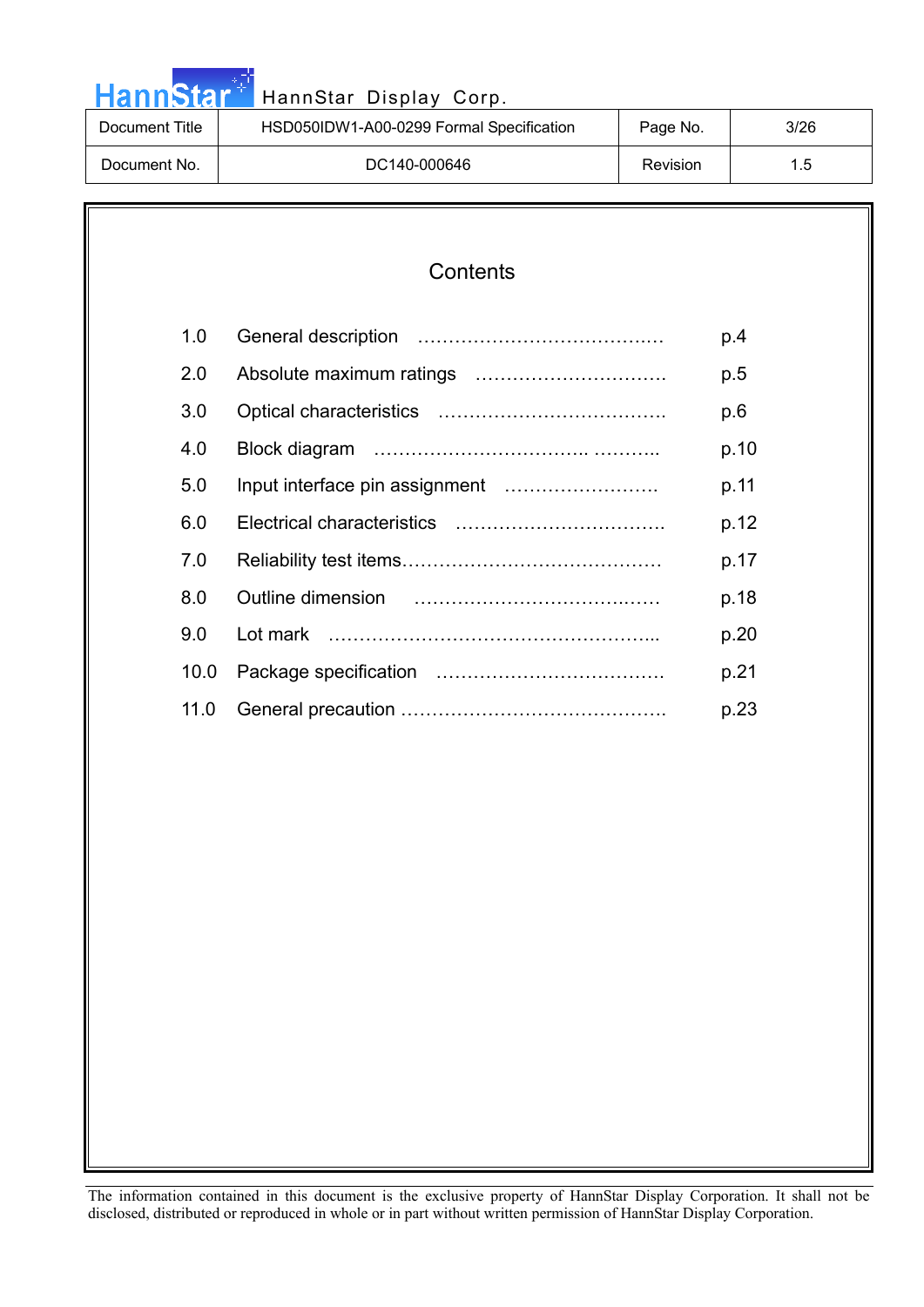# Contents

| | | |
|---|---|---|
| 1.0 | General description ……………………………….… | p.4 |
| 2.0 | Absolute maximum ratings …………………….…… | p.5 |
| 3.0 | Optical characteristics ………………………………. | p.6 |
| 4.0 | Block diagram ……………………………. ……….. | p.10 |
| 5.0 | Input interface pin assignment ……………………. | p.11 |
| 6.0 | Electrical characteristics ……………………………. | p.12 |
| 7.0 | Reliability test items…………………………………… | p.17 |
| 8.0 | Outline dimension …………………………….…… | p.18 |
| 9.0 | Lot mark ……………………………………………... | p.20 |
| 10.0 | Package specification ………………………………. | p.21 |
| 11.0 | General precaution ……………………………………. | p.23 |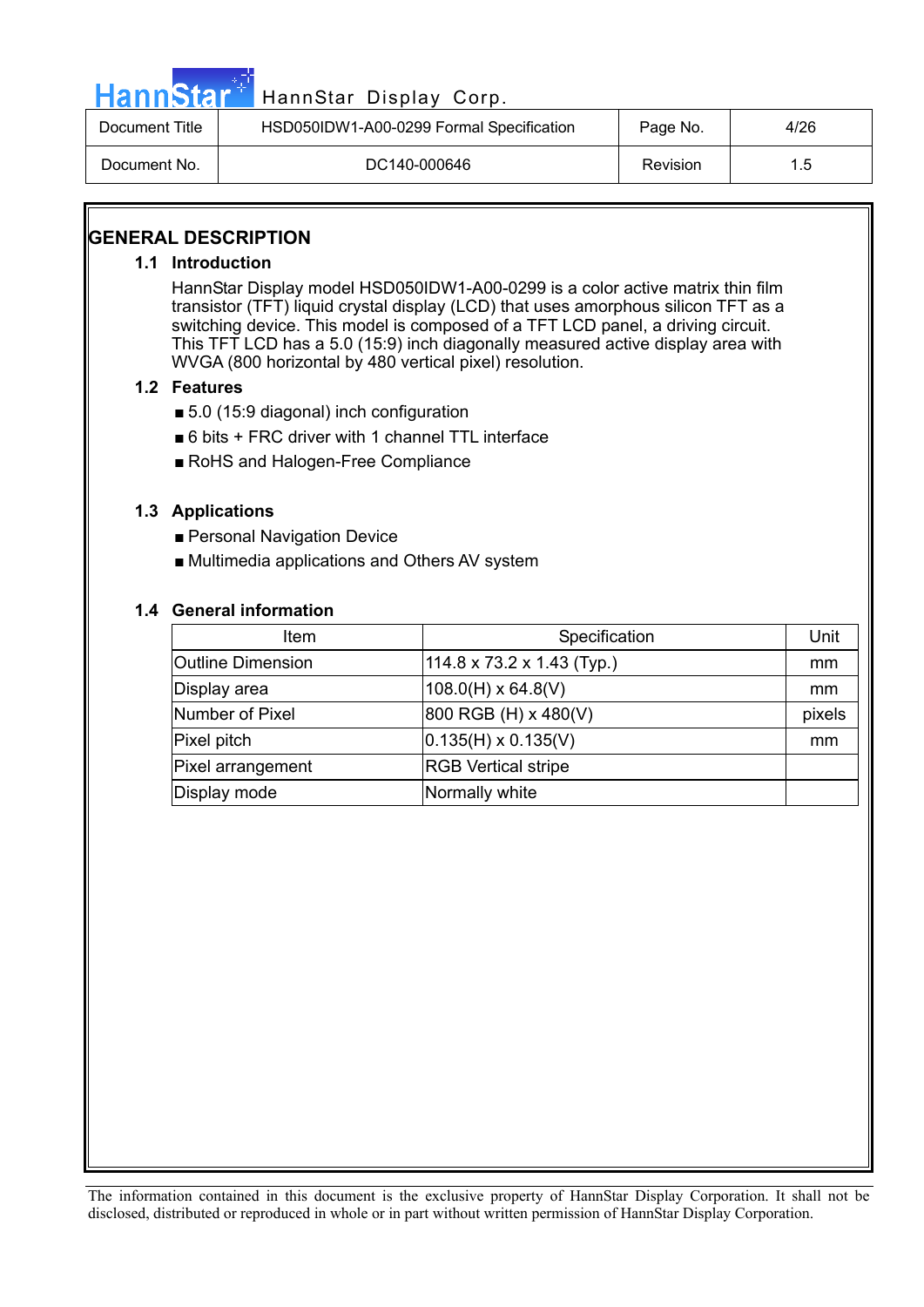# GENERAL DESCRIPTION

## 1.1 Introduction

HannStar Display model HSD050IDW1-A00-0299 is a color active matrix thin film transistor (TFT) liquid crystal display (LCD) that uses amorphous silicon TFT as a switching device. This model is composed of a TFT LCD panel, a driving circuit. This TFT LCD has a 5.0 (15:9) inch diagonally measured active display area with WVGA (800 horizontal by 480 vertical pixel) resolution.

## 1.2 Features

- 5.0 (15:9 diagonal) inch configuration
- 6 bits + FRC driver with 1 channel TTL interface
- RoHS and Halogen-Free Compliance

## 1.3 Applications

- Personal Navigation Device
- Multimedia applications and Others AV system

## 1.4 General information

| Item | Specification | Unit |
|---|---|---|
| Outline Dimension | 114.8 x 73.2 x 1.43 (Typ.) | mm |
| Display area | 108.0(H) x 64.8(V) | mm |
| Number of Pixel | 800 RGB (H) x 480(V) | pixels |
| Pixel pitch | 0.135(H) x 0.135(V) | mm |
| Pixel arrangement | RGB Vertical stripe | |
| Display mode | Normally white | |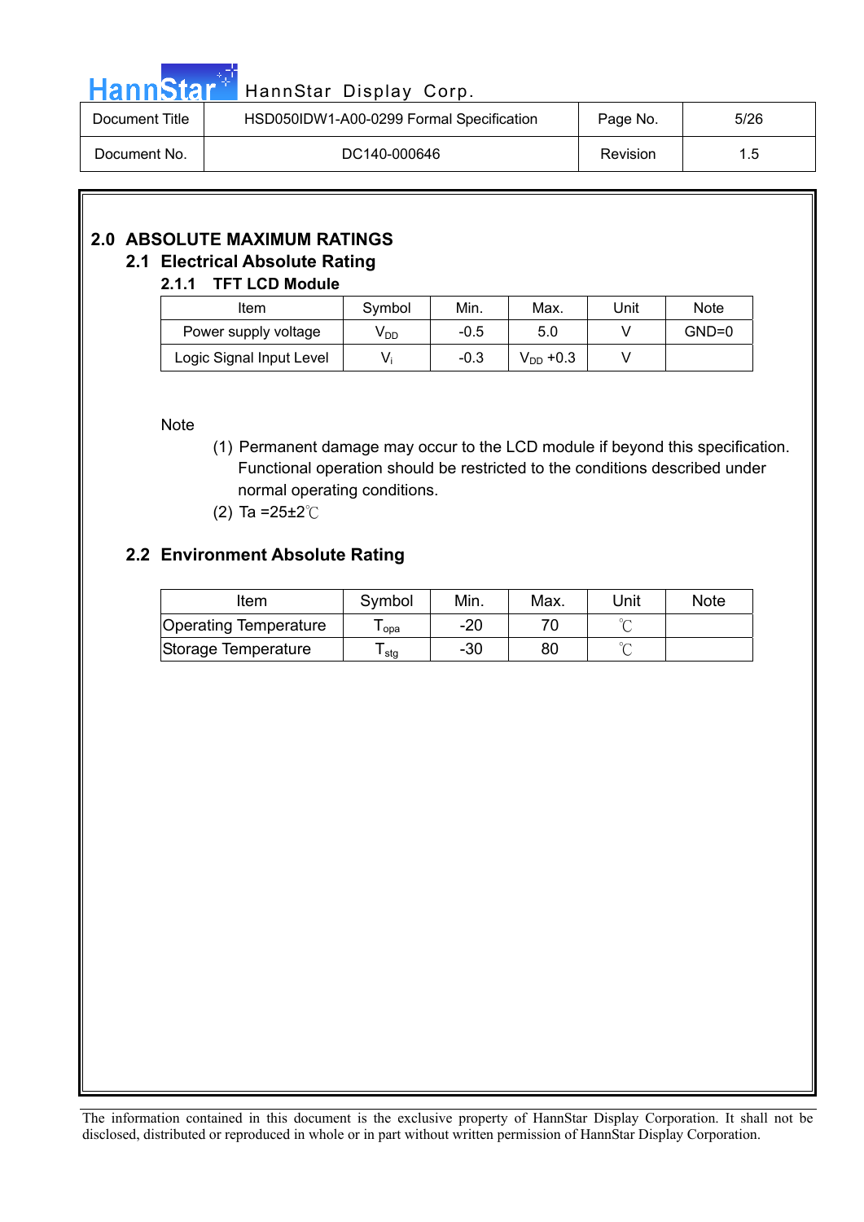## 2.0 ABSOLUTE MAXIMUM RATINGS

### 2.1 Electrical Absolute Rating

#### 2.1.1 TFT LCD Module

| Item | Symbol | Min. | Max. | Unit | Note |
|---|---|---|---|---|---|
| Power supply voltage | $V_{DD}$ | -0.5 | 5.0 | V | GND=0 |
| Logic Signal Input Level | $V_i$ | -0.3 | $V_{DD}$ +0.3 | V | |

Note

(1) Permanent damage may occur to the LCD module if beyond this specification. Functional operation should be restricted to the conditions described under normal operating conditions.

(2) Ta =25±2℃

### 2.2 Environment Absolute Rating

| Item | Symbol | Min. | Max. | Unit | Note |
|---|---|---|---|---|---|
| Operating Temperature | $T_{opa}$ | -20 | 70 | ℃ | |
| Storage Temperature | $T_{stg}$ | -30 | 80 | ℃ | |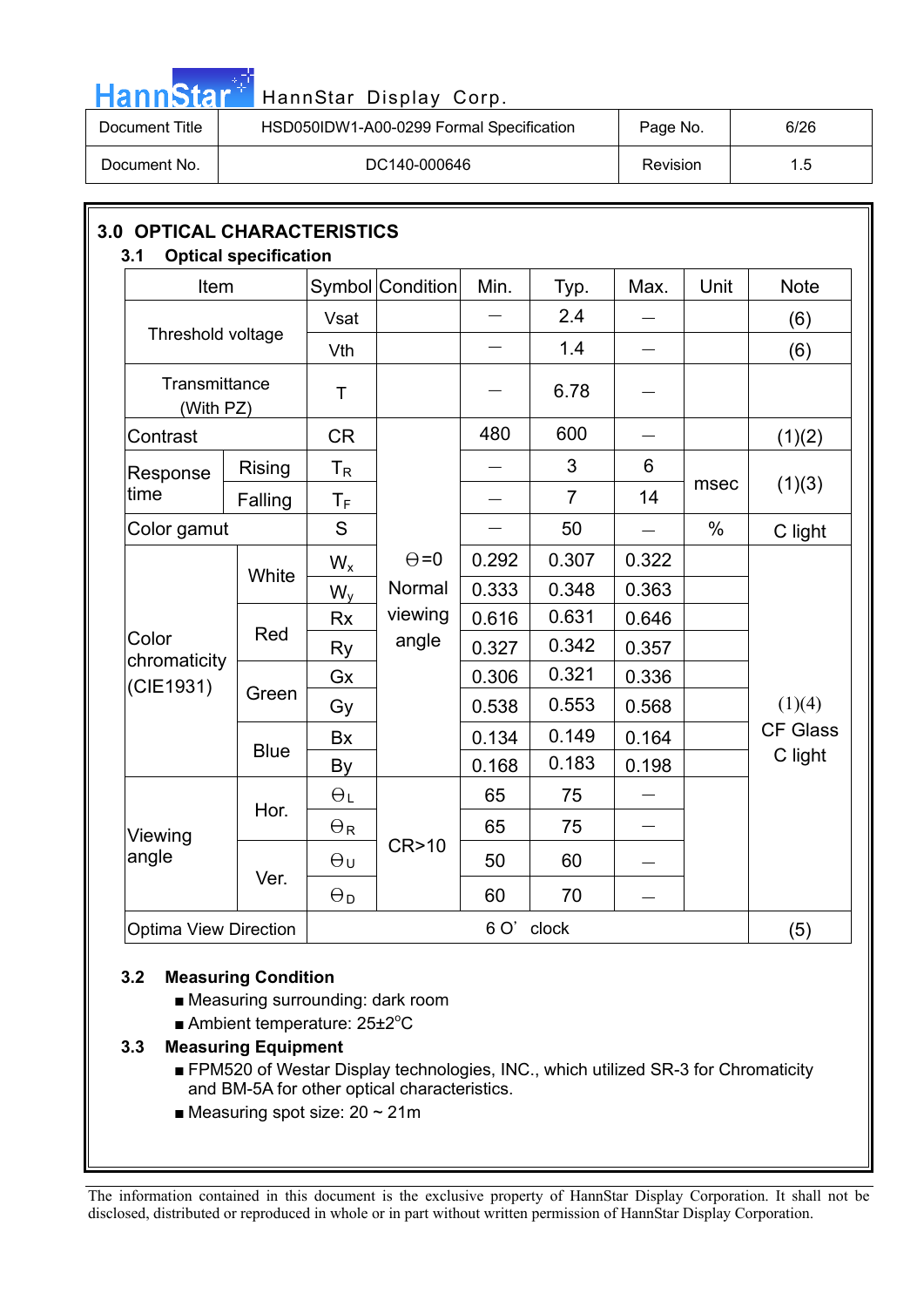## 3.0 OPTICAL CHARACTERISTICS

### 3.1 Optical specification

| Item | | Symbol | Condition | Min. | Typ. | Max. | Unit | Note |
|---|---|---|---|---|---|---|---|---|
| Threshold voltage | | Vsat | | — | 2.4 | — | | (6) |
| | | Vth | | — | 1.4 | — | | (6) |
| Transmittance (With PZ) | | T | | — | 6.78 | — | | |
| Contrast | | CR | $\Theta$=0 Normal viewing angle | 480 | 600 | — | | (1)(2) |
| Response time | Rising | $T_R$ | | — | 3 | 6 | msec | (1)(3) |
| | Falling | $T_F$ | | — | 7 | 14 | | |
| Color gamut | | S | | — | 50 | — | % | C light |
| Color chromaticity (CIE1931) | White | $W_x$ | | 0.292 | 0.307 | 0.322 | | (1)(4) CF Glass C light |
| | | $W_y$ | | 0.333 | 0.348 | 0.363 | | |
| | Red | Rx | | 0.616 | 0.631 | 0.646 | | |
| | | Ry | | 0.327 | 0.342 | 0.357 | | |
| | Green | Gx | | 0.306 | 0.321 | 0.336 | | |
| | | Gy | | 0.538 | 0.553 | 0.568 | | |
| | Blue | Bx | | 0.134 | 0.149 | 0.164 | | |
| | | By | | 0.168 | 0.183 | 0.198 | | |
| Viewing angle | Hor. | $\Theta_L$ | CR>10 | 65 | 75 | — | | |
| | | $\Theta_R$ | | 65 | 75 | — | | |
| | Ver. | $\Theta_U$ | | 50 | 60 | — | | |
| | | $\Theta_D$ | | 60 | 70 | — | | |
| Optima View Direction | | 6 O' clock | | | | | | (5) |

### 3.2 Measuring Condition

- Measuring surrounding: dark room
- Ambient temperature: 25±2°C

### 3.3 Measuring Equipment

- FPM520 of Westar Display technologies, INC., which utilized SR-3 for Chromaticity and BM-5A for other optical characteristics.
- Measuring spot size: 20 ~ 21m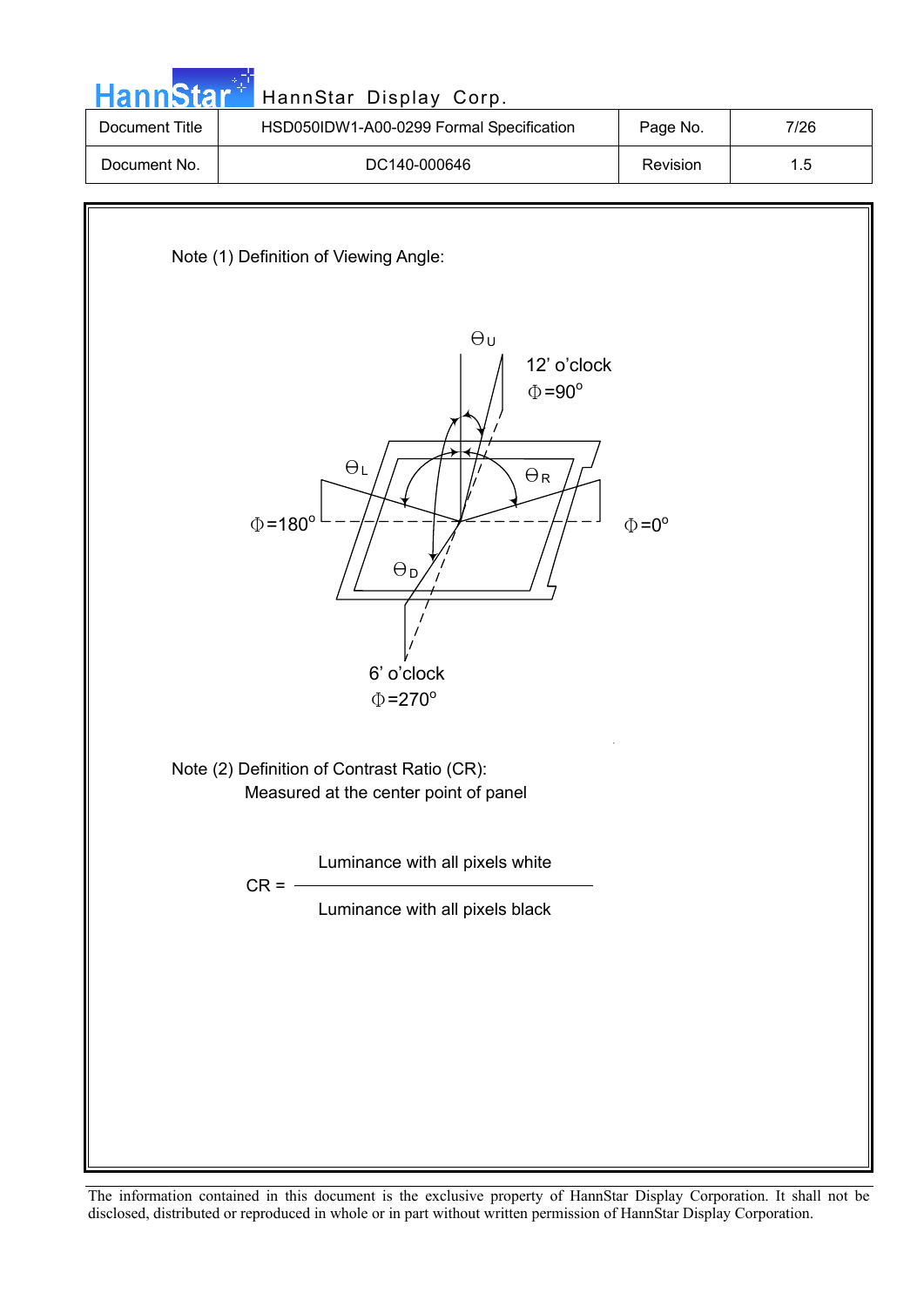Note (1) Definition of Viewing Angle:

$\Theta_U$

12' o'clock
$\Phi=90^o$

$\Theta_L$

$\Theta_R$

$\Phi=180^o$

$\Phi=0^o$

$\Theta_D$

6' o'clock
$\Phi=270^o$

Note (2) Definition of Contrast Ratio (CR):
Measured at the center point of panel

$$CR = \frac{\text{Luminance with all pixels white}}{\text{Luminance with all pixels black}}$$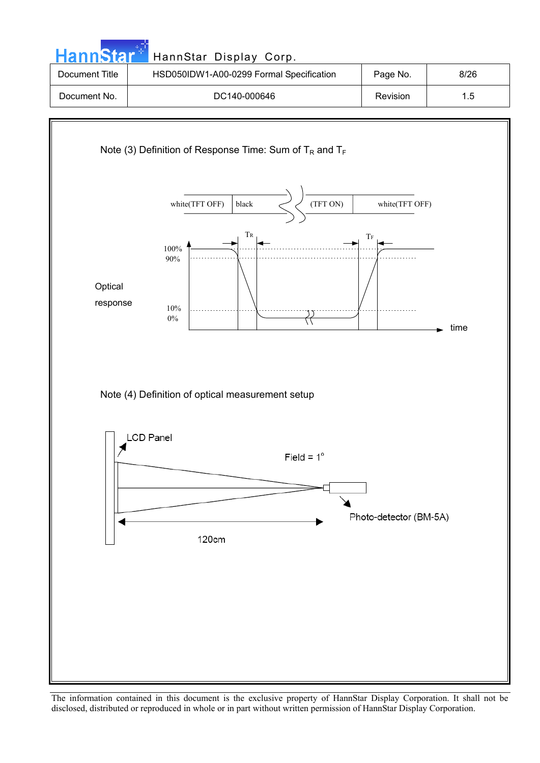Note (3) Definition of Response Time: Sum of $T_R$ and $T_F$

white(TFT OFF) | black | (TFT ON) | white(TFT OFF)

$T_R$ $T_F$

100%
90%

Optical response

10%
0%

time

Note (4) Definition of optical measurement setup

LCD Panel

Field = 1°

Photo-detector (BM-5A)

120cm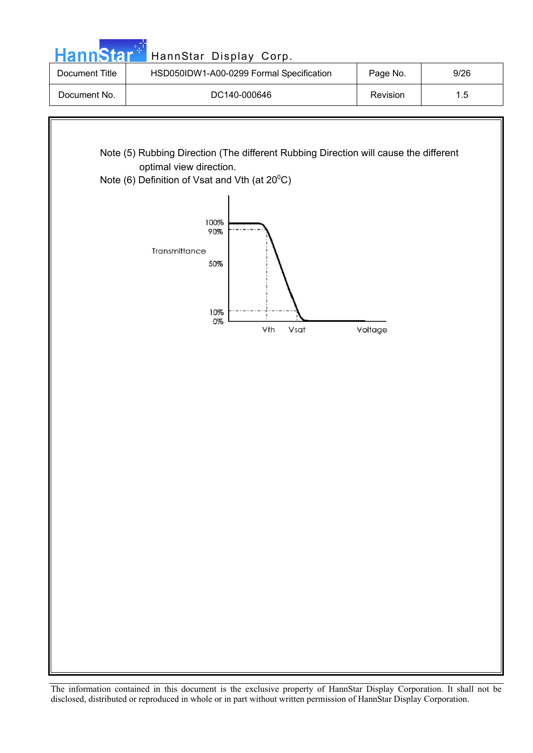Note (5) Rubbing Direction (The different Rubbing Direction will cause the different optimal view direction.

Note (6) Definition of Vsat and Vth (at 20$^0$C)

100%
90%
Transmittance
50%
10%
0%
Vth Vsat Voltage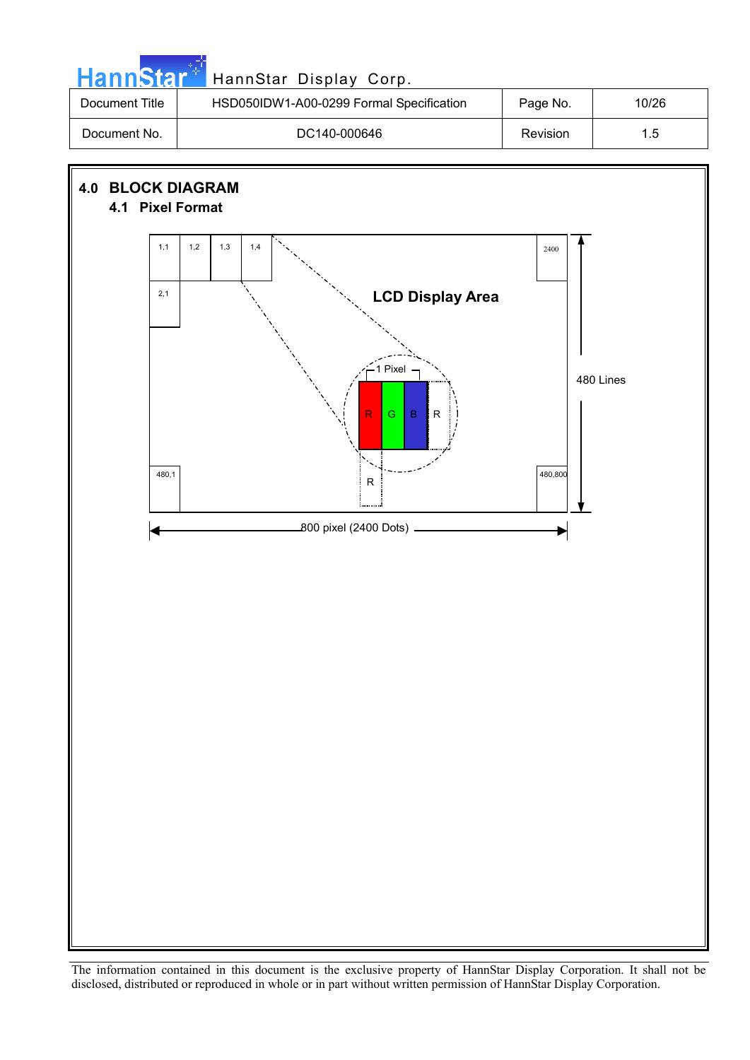## 4.0 BLOCK DIAGRAM

### 4.1 Pixel Format

1,1 | 1,2 | 1,3 | 1,4 | 2400

2,1

LCD Display Area

1 Pixel

R G B R

R

480,1 | 480,800

480 Lines

800 pixel (2400 Dots)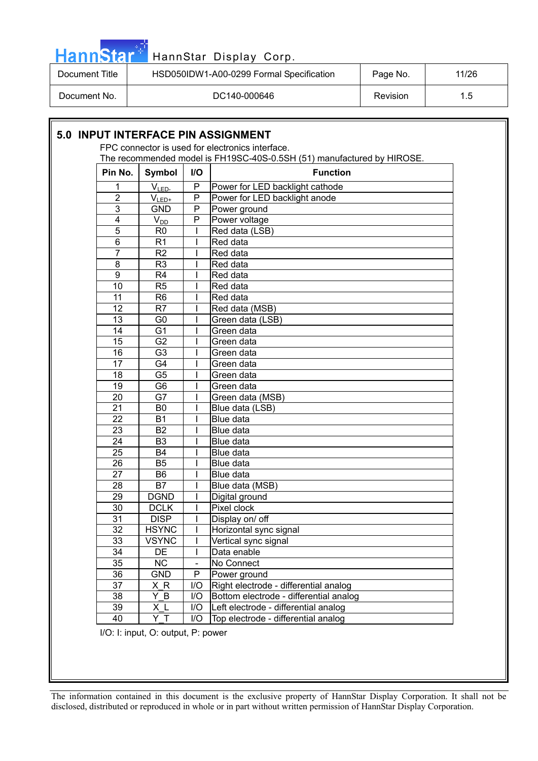## 5.0 INPUT INTERFACE PIN ASSIGNMENT

FPC connector is used for electronics interface.
The recommended model is FH19SC-40S-0.5SH (51) manufactured by HIROSE.

| Pin No. | Symbol | I/O | Function |
|---|---|---|---|
| 1 | $V_{LED-}$ | P | Power for LED backlight cathode |
| 2 | $V_{LED+}$ | P | Power for LED backlight anode |
| 3 | GND | P | Power ground |
| 4 | $V_{DD}$ | P | Power voltage |
| 5 | R0 | I | Red data (LSB) |
| 6 | R1 | I | Red data |
| 7 | R2 | I | Red data |
| 8 | R3 | I | Red data |
| 9 | R4 | I | Red data |
| 10 | R5 | I | Red data |
| 11 | R6 | I | Red data |
| 12 | R7 | I | Red data (MSB) |
| 13 | G0 | I | Green data (LSB) |
| 14 | G1 | I | Green data |
| 15 | G2 | I | Green data |
| 16 | G3 | I | Green data |
| 17 | G4 | I | Green data |
| 18 | G5 | I | Green data |
| 19 | G6 | I | Green data |
| 20 | G7 | I | Green data (MSB) |
| 21 | B0 | I | Blue data (LSB) |
| 22 | B1 | I | Blue data |
| 23 | B2 | I | Blue data |
| 24 | B3 | I | Blue data |
| 25 | B4 | I | Blue data |
| 26 | B5 | I | Blue data |
| 27 | B6 | I | Blue data |
| 28 | B7 | I | Blue data (MSB) |
| 29 | DGND | I | Digital ground |
| 30 | DCLK | I | Pixel clock |
| 31 | DISP | I | Display on/ off |
| 32 | HSYNC | I | Horizontal sync signal |
| 33 | VSYNC | I | Vertical sync signal |
| 34 | DE | I | Data enable |
| 35 | NC | - | No Connect |
| 36 | GND | P | Power ground |
| 37 | X_R | I/O | Right electrode - differential analog |
| 38 | Y_B | I/O | Bottom electrode - differential analog |
| 39 | X_L | I/O | Left electrode - differential analog |
| 40 | Y_T | I/O | Top electrode - differential analog |

I/O: I: input, O: output, P: power

The information contained in this document is the exclusive property of HannStar Display Corporation. It shall not be disclosed, distributed or reproduced in whole or in part without written permission of HannStar Display Corporation.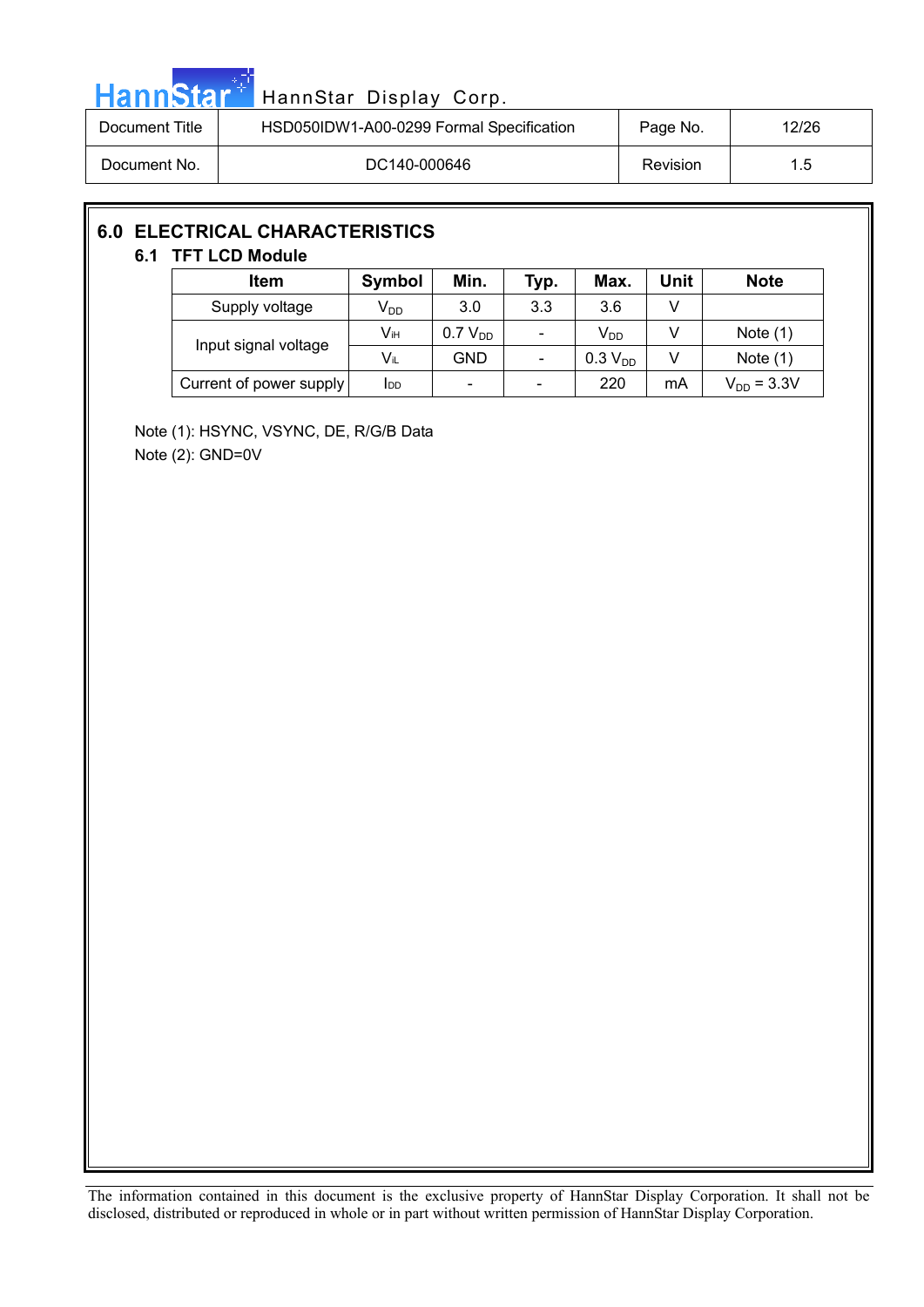## 6.0 ELECTRICAL CHARACTERISTICS

### 6.1 TFT LCD Module

| Item | Symbol | Min. | Typ. | Max. | Unit | Note |
|---|---|---|---|---|---|---|
| Supply voltage | $V_{DD}$ | 3.0 | 3.3 | 3.6 | V | |
| Input signal voltage | $V_{IH}$ | 0.7 $V_{DD}$ | - | $V_{DD}$ | V | Note (1) |
| | $V_{IL}$ | GND | - | 0.3 $V_{DD}$ | V | Note (1) |
| Current of power supply | $I_{DD}$ | - | - | 220 | mA | $V_{DD}$ = 3.3V |

Note (1): HSYNC, VSYNC, DE, R/G/B Data

Note (2): GND=0V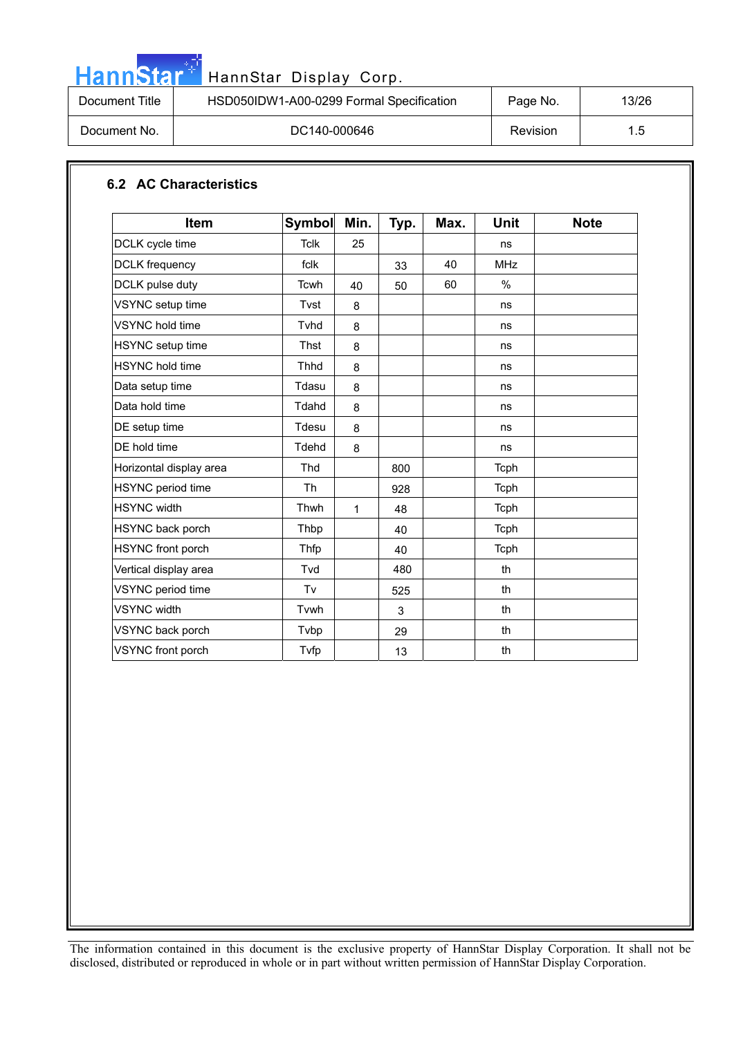## 6.2 AC Characteristics

| Item | Symbol | Min. | Typ. | Max. | Unit | Note |
|---|---|---|---|---|---|---|
| DCLK cycle time | Tclk | 25 | | | ns | |
| DCLK frequency | fclk | | 33 | 40 | MHz | |
| DCLK pulse duty | Tcwh | 40 | 50 | 60 | % | |
| VSYNC setup time | Tvst | 8 | | | ns | |
| VSYNC hold time | Tvhd | 8 | | | ns | |
| HSYNC setup time | Thst | 8 | | | ns | |
| HSYNC hold time | Thhd | 8 | | | ns | |
| Data setup time | Tdasu | 8 | | | ns | |
| Data hold time | Tdahd | 8 | | | ns | |
| DE setup time | Tdesu | 8 | | | ns | |
| DE hold time | Tdehd | 8 | | | ns | |
| Horizontal display area | Thd | | 800 | | Tcph | |
| HSYNC period time | Th | | 928 | | Tcph | |
| HSYNC width | Thwh | 1 | 48 | | Tcph | |
| HSYNC back porch | Thbp | | 40 | | Tcph | |
| HSYNC front porch | Thfp | | 40 | | Tcph | |
| Vertical display area | Tvd | | 480 | | th | |
| VSYNC period time | Tv | | 525 | | th | |
| VSYNC width | Tvwh | | 3 | | th | |
| VSYNC back porch | Tvbp | | 29 | | th | |
| VSYNC front porch | Tvfp | | 13 | | th | |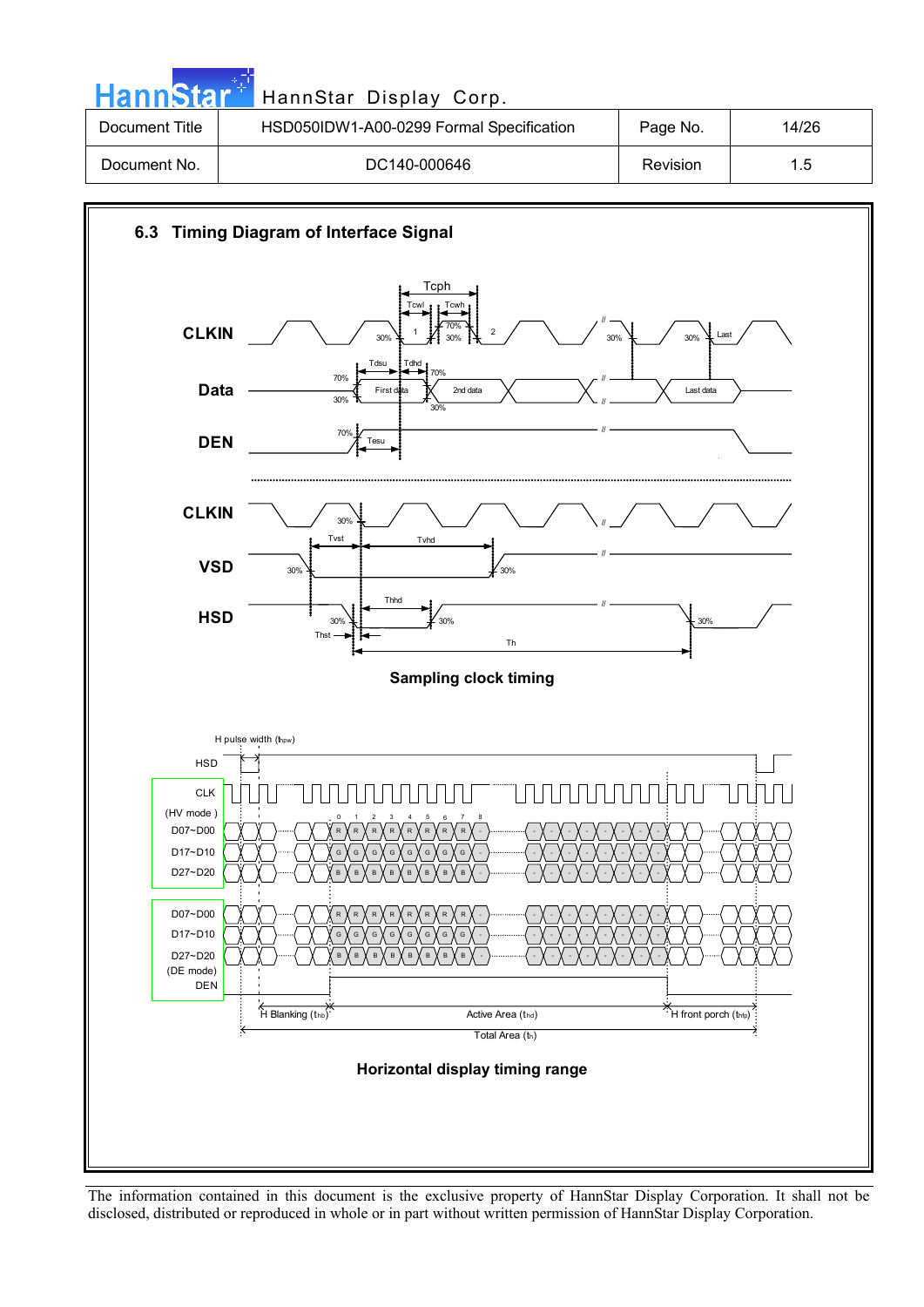## 6.3 Timing Diagram of Interface Signal

**Sampling clock timing**

**Horizontal display timing range**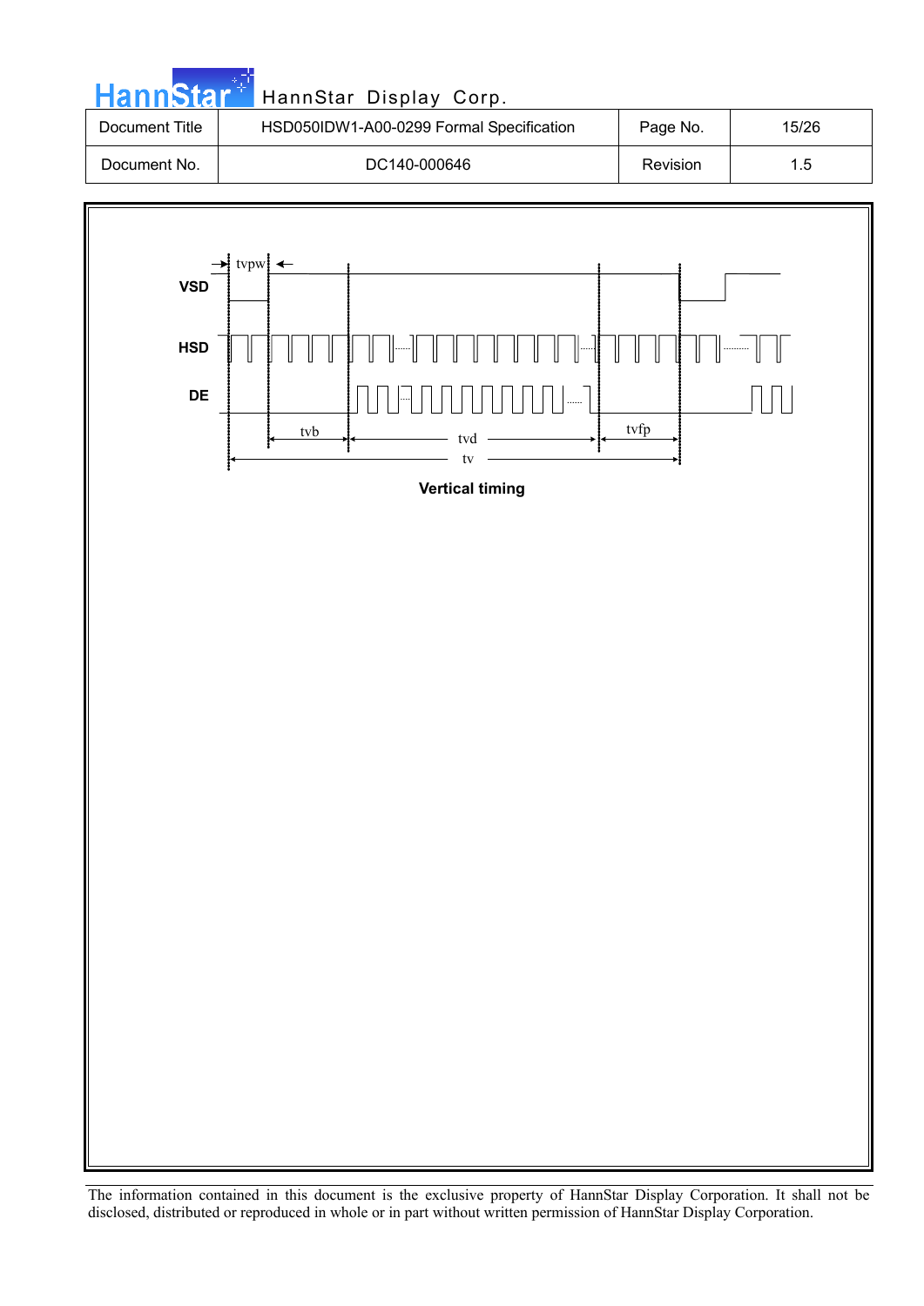VSD

HSD

DE

tvpw

tvb

tvd

tvfp

tv

**Vertical timing**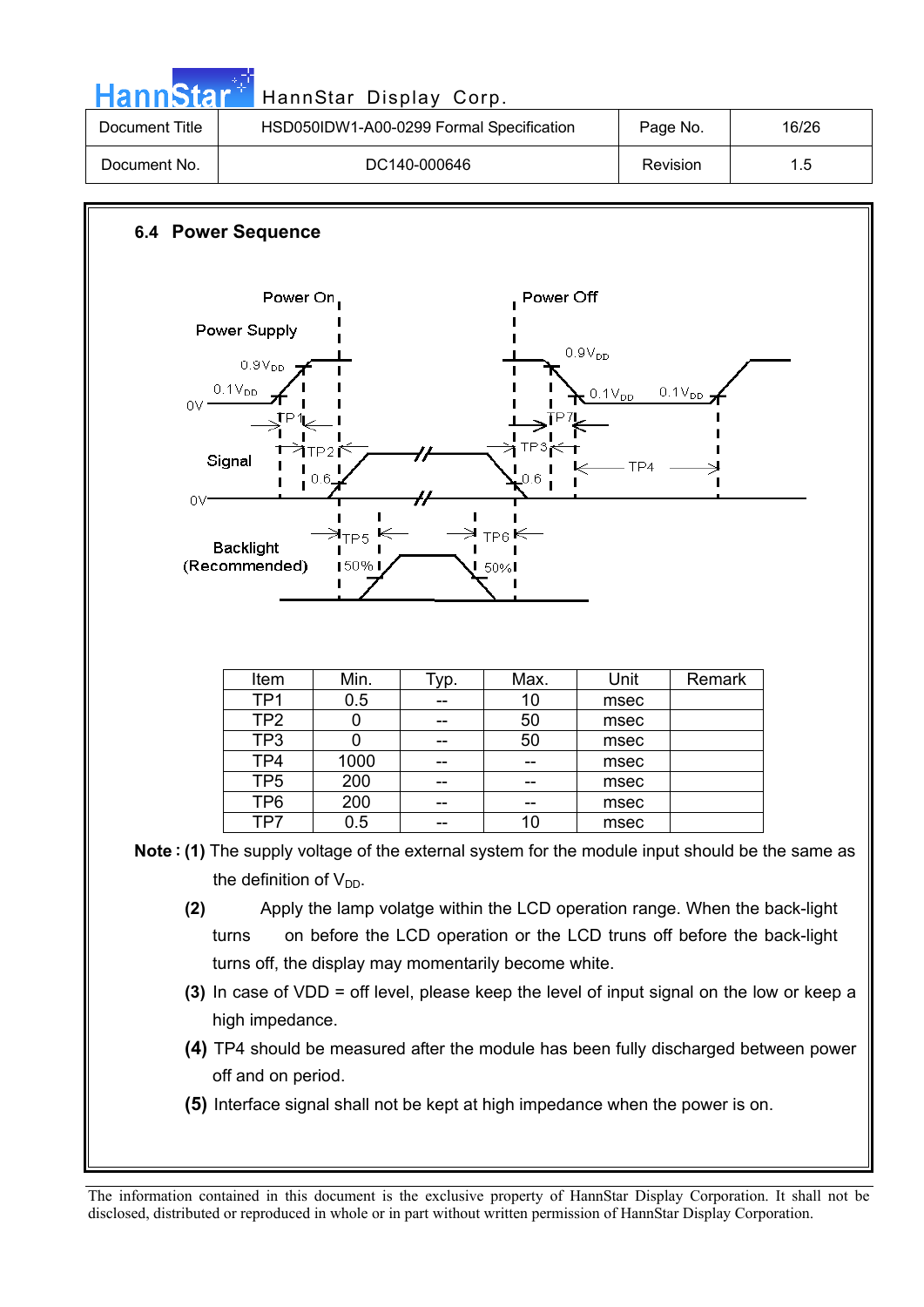## 6.4 Power Sequence

| Item | Min. | Typ. | Max. | Unit | Remark |
|---|---|---|---|---|---|
| TP1 | 0.5 | -- | 10 | msec | |
| TP2 | 0 | -- | 50 | msec | |
| TP3 | 0 | -- | 50 | msec | |
| TP4 | 1000 | -- | -- | msec | |
| TP5 | 200 | -- | -- | msec | |
| TP6 | 200 | -- | -- | msec | |
| TP7 | 0.5 | -- | 10 | msec | |

**Note : (1)** The supply voltage of the external system for the module input should be the same as the definition of $V_{DD}$.

**(2)** Apply the lamp volatge within the LCD operation range. When the back-light turns on before the LCD operation or the LCD truns off before the back-light turns off, the display may momentarily become white.

**(3)** In case of VDD = off level, please keep the level of input signal on the low or keep a high impedance.

**(4)** TP4 should be measured after the module has been fully discharged between power off and on period.

**(5)** Interface signal shall not be kept at high impedance when the power is on.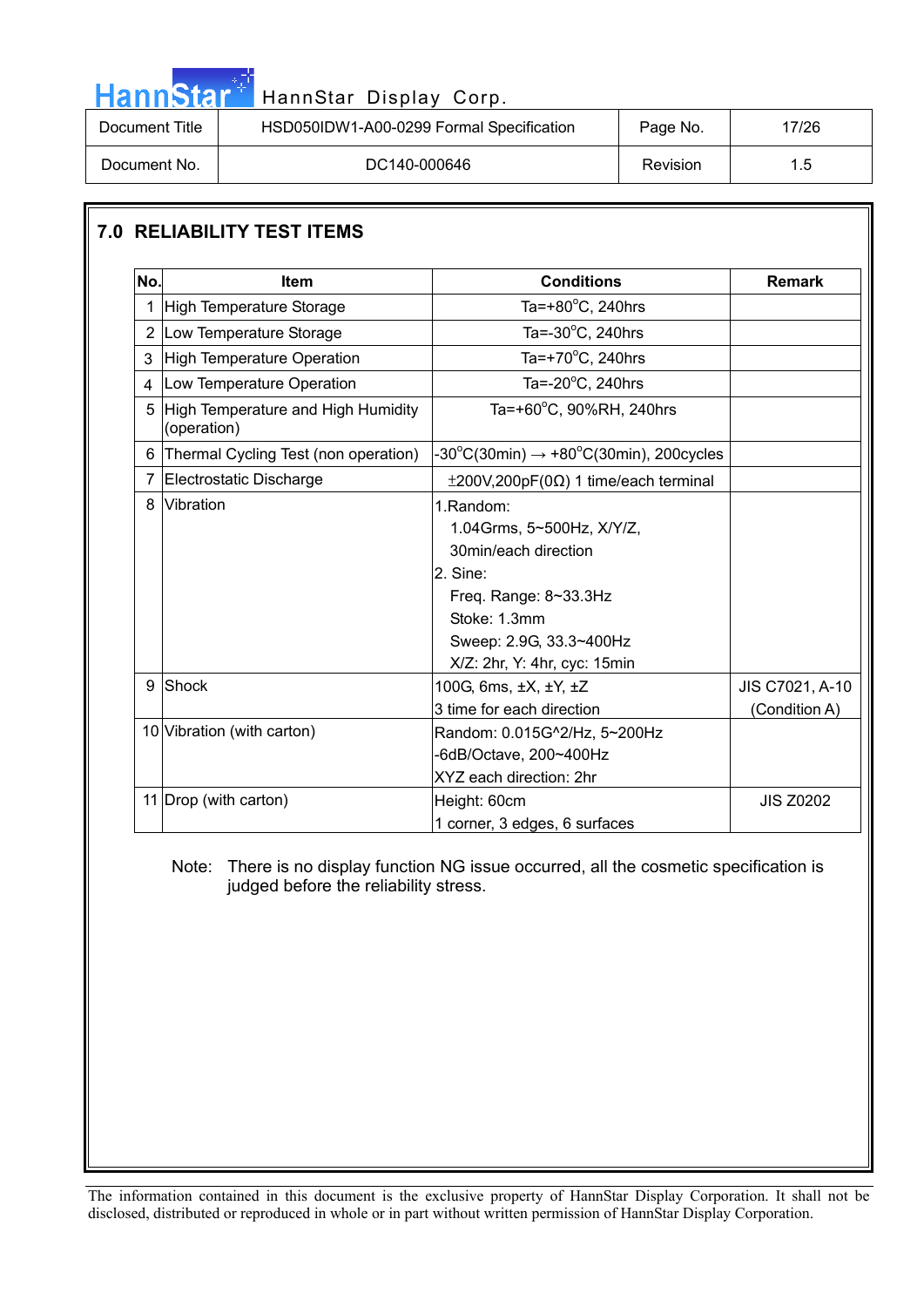## 7.0 RELIABILITY TEST ITEMS

| No. | Item | Conditions | Remark |
|---|---|---|---|
| 1 | High Temperature Storage | Ta=+80°C, 240hrs | |
| 2 | Low Temperature Storage | Ta=-30°C, 240hrs | |
| 3 | High Temperature Operation | Ta=+70°C, 240hrs | |
| 4 | Low Temperature Operation | Ta=-20°C, 240hrs | |
| 5 | High Temperature and High Humidity (operation) | Ta=+60°C, 90%RH, 240hrs | |
| 6 | Thermal Cycling Test (non operation) | -30°C(30min) → +80°C(30min), 200cycles | |
| 7 | Electrostatic Discharge | ±200V,200pF(0Ω) 1 time/each terminal | |
| 8 | Vibration | 1.Random:<br>1.04Grms, 5~500Hz, X/Y/Z,<br>30min/each direction<br>2. Sine:<br>Freq. Range: 8~33.3Hz<br>Stoke: 1.3mm<br>Sweep: 2.9G, 33.3~400Hz<br>X/Z: 2hr, Y: 4hr, cyc: 15min | |
| 9 | Shock | 100G, 6ms, ±X, ±Y, ±Z<br>3 time for each direction | JIS C7021, A-10 (Condition A) |
| 10 | Vibration (with carton) | Random: 0.015G^2/Hz, 5~200Hz<br>-6dB/Octave, 200~400Hz<br>XYZ each direction: 2hr | |
| 11 | Drop (with carton) | Height: 60cm<br>1 corner, 3 edges, 6 surfaces | JIS Z0202 |

Note: There is no display function NG issue occurred, all the cosmetic specification is judged before the reliability stress.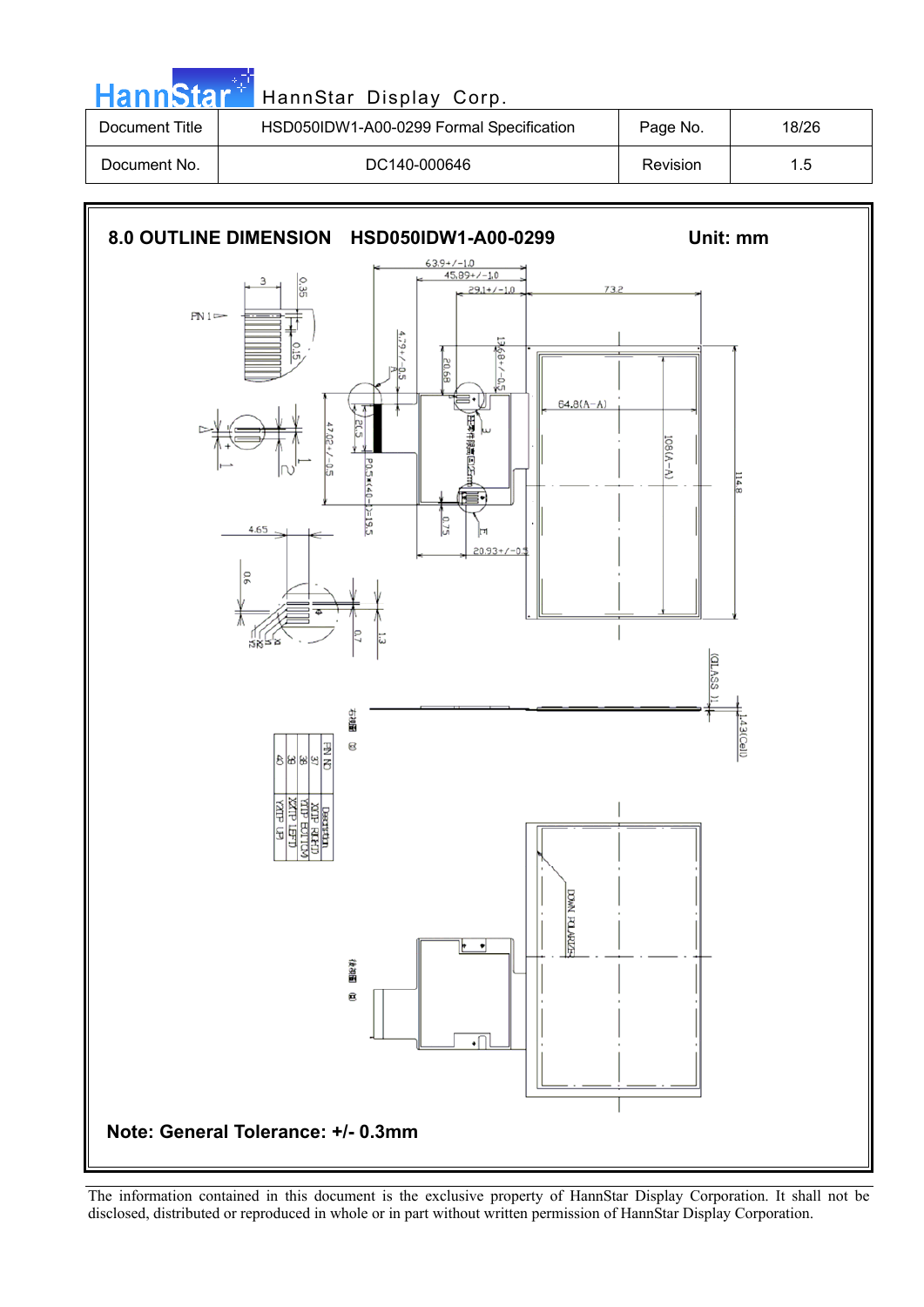## 8.0 OUTLINE DIMENSION HSD050IDW1-A00-0299

**Unit: mm**

| PIN NO | Description |
|---|---|
| 37 | XL(TP RIGHT) |
| 38 | YU(TP BOTTOM) |
| 39 | XR(TP LEFT) |
| 40 | YD(TP UP) |

**Note: General Tolerance: +/- 0.3mm**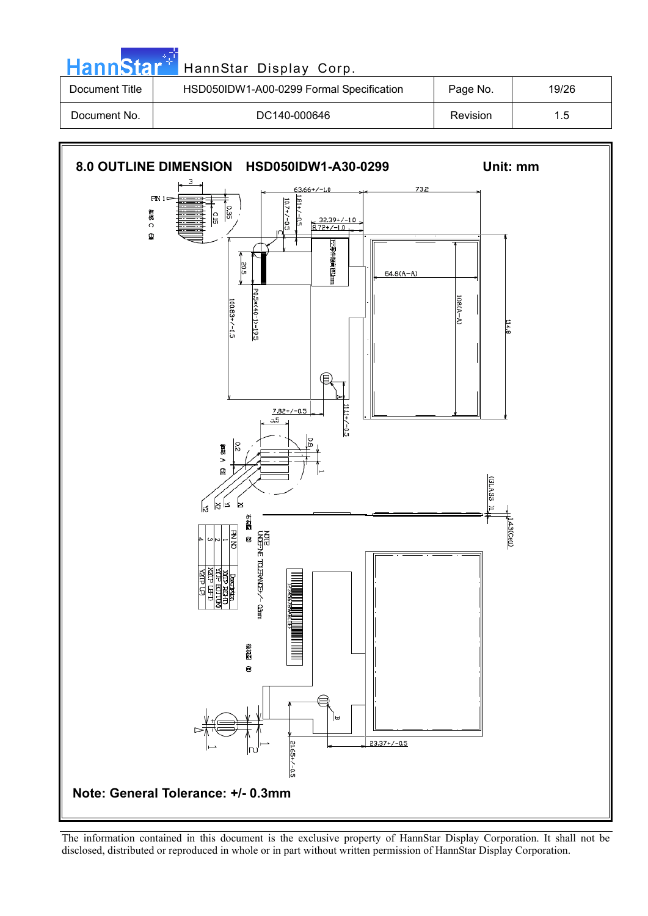## 8.0 OUTLINE DIMENSION HSD050IDW1-A30-0299

**Unit: mm**

| PIN NO | Description |
|---|---|
| 1 | XR(TP RIGHT) |
| 2 | YB(TP BOTTOM) |
| 3 | XL(TP LEFT) |
| 4 | YU(TP UP) |

NOTE
UNDEFINE TOLERANCE+/- 0.3mm

**Note: General Tolerance: +/- 0.3mm**

The information contained in this document is the exclusive property of HannStar Display Corporation. It shall not be disclosed, distributed or reproduced in whole or in part without written permission of HannStar Display Corporation.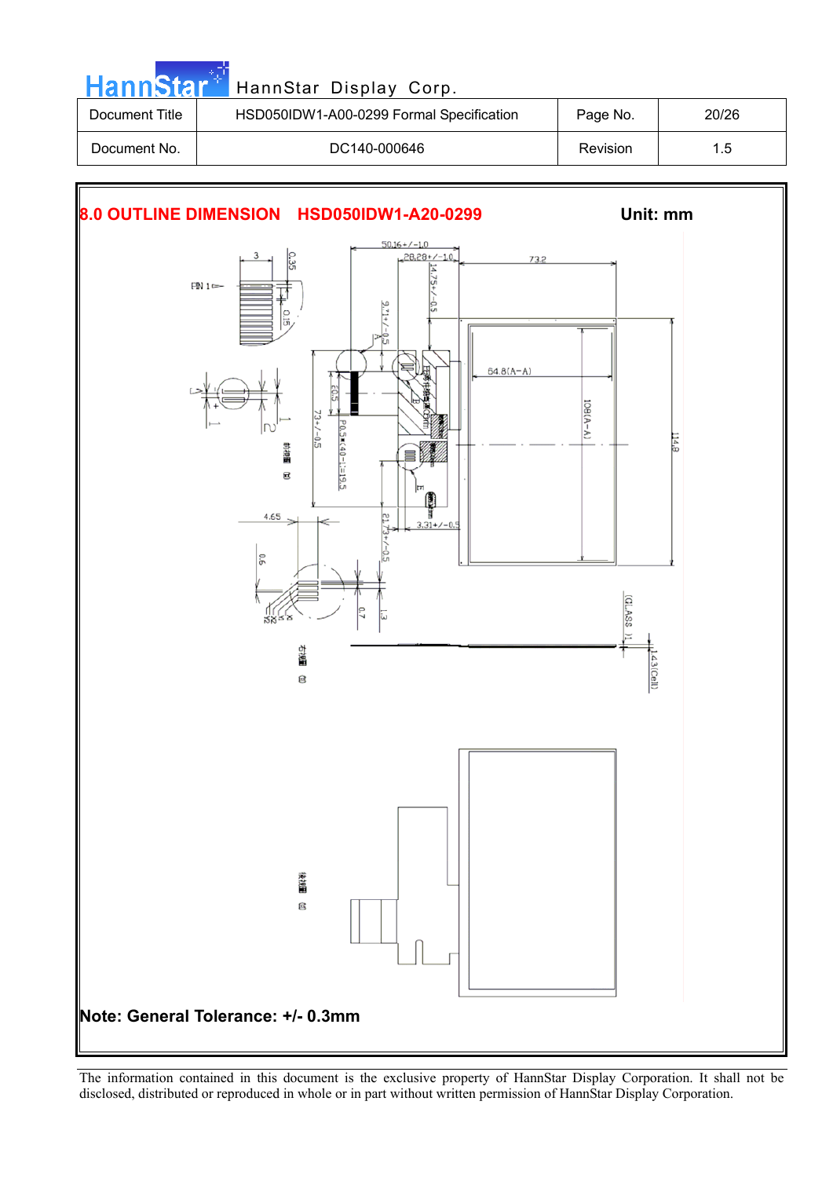| Document Title | HSD050IDW1-A00-0299 Formal Specification | Page No. | 20/26 |
| --- | --- | --- | --- |
| Document No. | DC140-000646 | Revision | 1.5 |

## 8.0 OUTLINE DIMENSION HSD050IDW1-A20-0299

Unit: mm

**Note: General Tolerance: +/- 0.3mm**

The information contained in this document is the exclusive property of HannStar Display Corporation. It shall not be disclosed, distributed or reproduced in whole or in part without written permission of HannStar Display Corporation.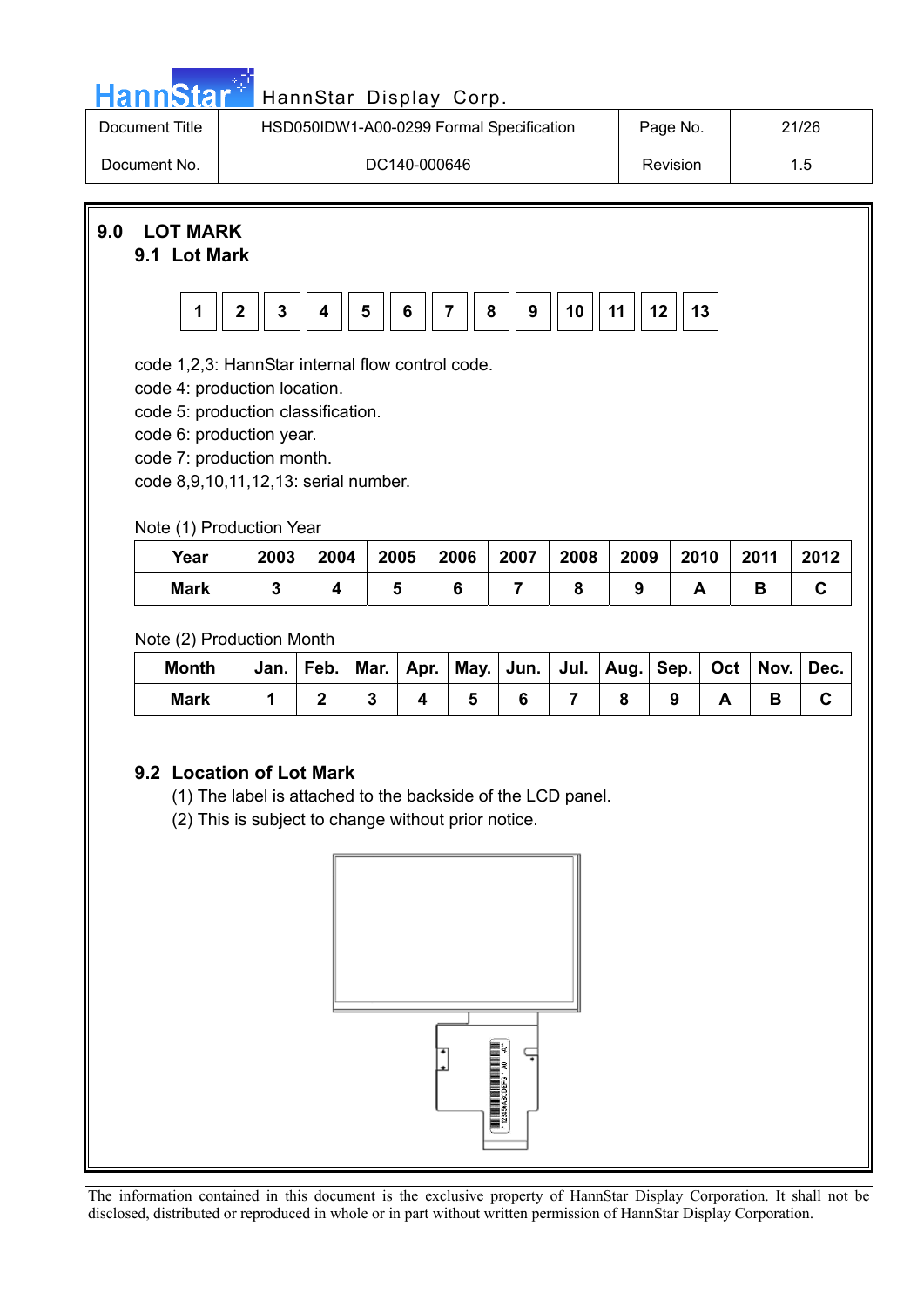## 9.0 LOT MARK

### 9.1 Lot Mark

| 1 | 2 | 3 | 4 | 5 | 6 | 7 | 8 | 9 | 10 | 11 | 12 | 13 |
|---|---|---|---|---|---|---|---|---|---|---|---|---|

code 1,2,3: HannStar internal flow control code.
code 4: production location.
code 5: production classification.
code 6: production year.
code 7: production month.
code 8,9,10,11,12,13: serial number.

Note (1) Production Year

| Year | 2003 | 2004 | 2005 | 2006 | 2007 | 2008 | 2009 | 2010 | 2011 | 2012 |
|---|---|---|---|---|---|---|---|---|---|---|
| Mark | 3 | 4 | 5 | 6 | 7 | 8 | 9 | A | B | C |

Note (2) Production Month

| Month | Jan. | Feb. | Mar. | Apr. | May. | Jun. | Jul. | Aug. | Sep. | Oct | Nov. | Dec. |
|---|---|---|---|---|---|---|---|---|---|---|---|---|
| Mark | 1 | 2 | 3 | 4 | 5 | 6 | 7 | 8 | 9 | A | B | C |

### 9.2 Location of Lot Mark

(1) The label is attached to the backside of the LCD panel.
(2) This is subject to change without prior notice.

The information contained in this document is the exclusive property of HannStar Display Corporation. It shall not be disclosed, distributed or reproduced in whole or in part without written permission of HannStar Display Corporation.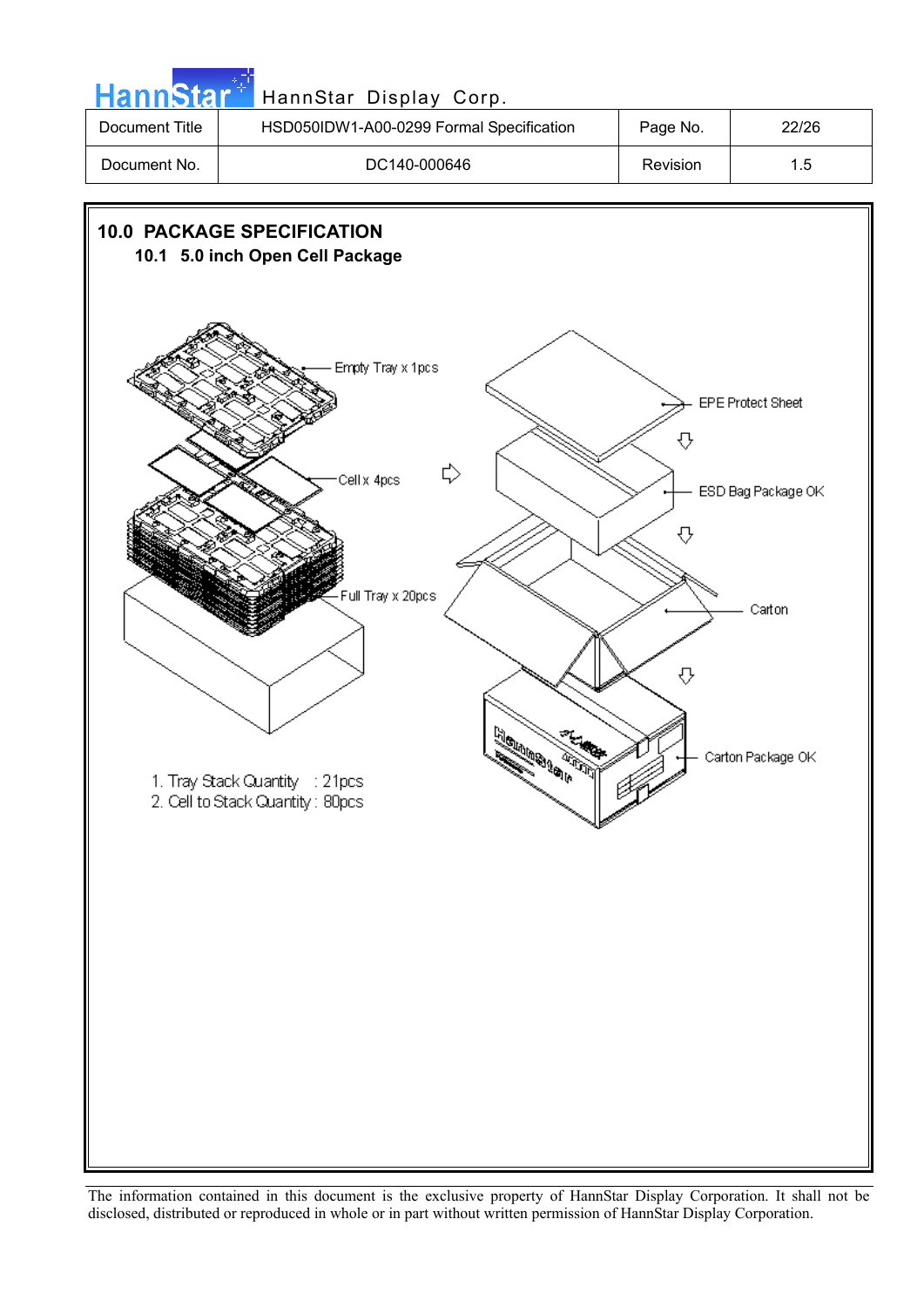## 10.0 PACKAGE SPECIFICATION

### 10.1 5.0 inch Open Cell Package

Empty Tray x 1pcs

Cell x 4pcs

Full Tray x 20pcs

EPE Protect Sheet

ESD Bag Package OK

Carton

Carton Package OK

1. Tray Stack Quantity : 21pcs
2. Cell to Stack Quantity : 80pcs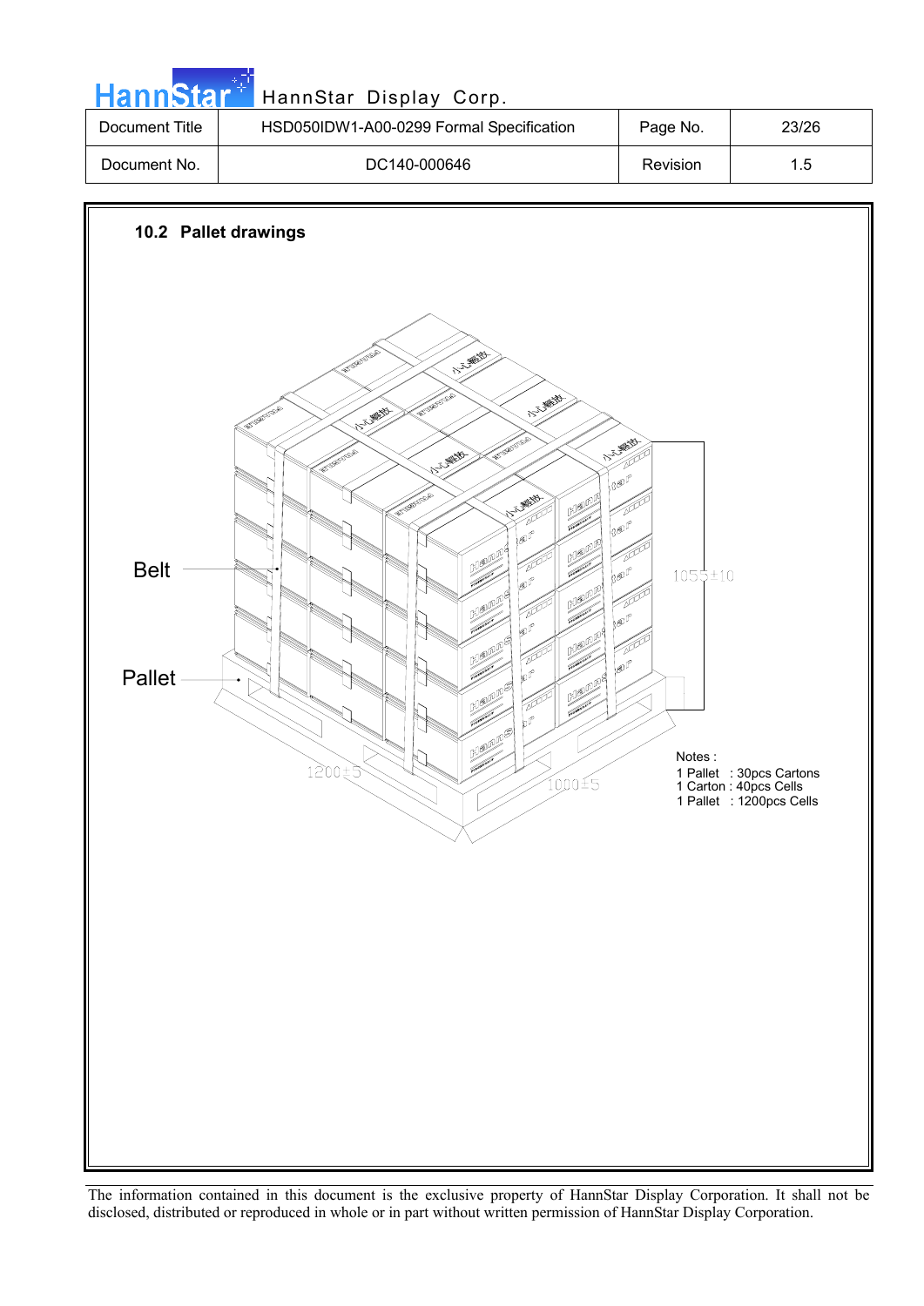## 10.2 Pallet drawings

Belt

Pallet

1055±10

1200±5

1000±5

Notes :

1 Pallet : 30pcs Cartons

1 Carton : 40pcs Cells

1 Pallet : 1200pcs Cells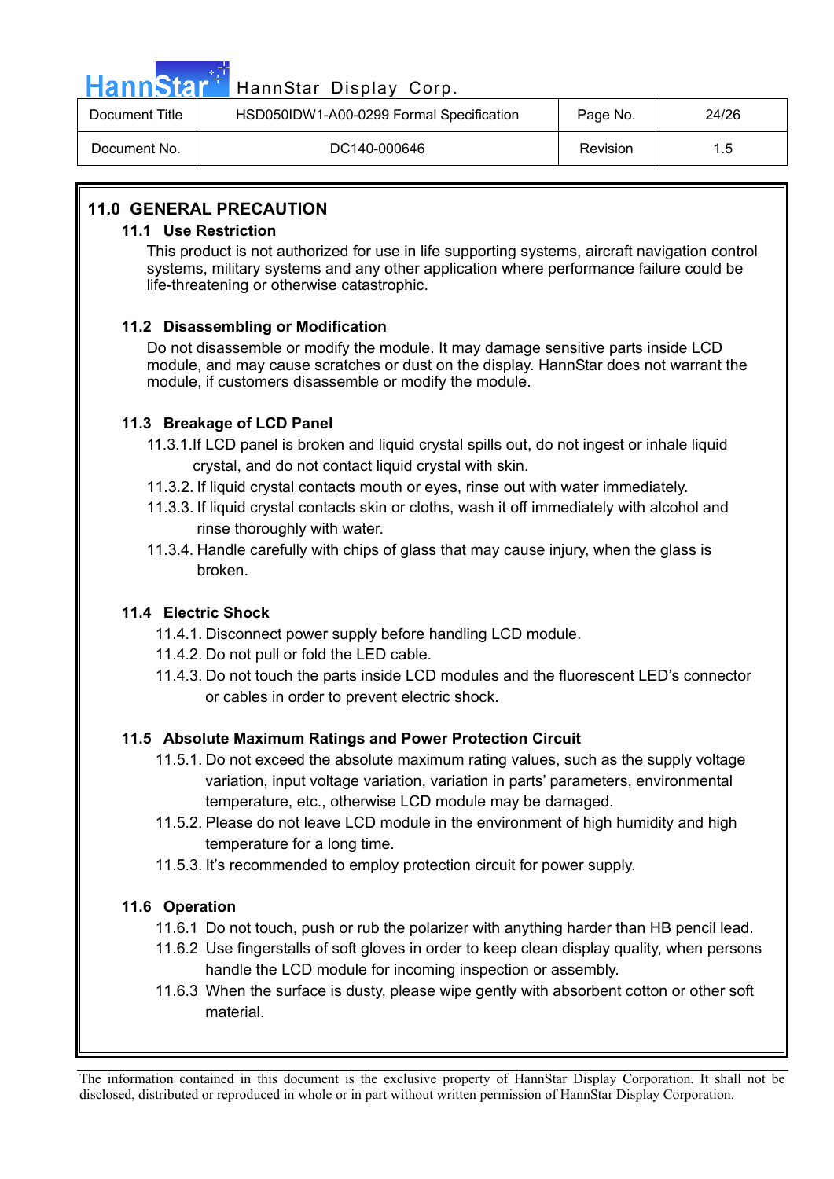## 11.0 GENERAL PRECAUTION

### 11.1 Use Restriction

This product is not authorized for use in life supporting systems, aircraft navigation control systems, military systems and any other application where performance failure could be life-threatening or otherwise catastrophic.

### 11.2 Disassembling or Modification

Do not disassemble or modify the module. It may damage sensitive parts inside LCD module, and may cause scratches or dust on the display. HannStar does not warrant the module, if customers disassemble or modify the module.

### 11.3 Breakage of LCD Panel

11.3.1.If LCD panel is broken and liquid crystal spills out, do not ingest or inhale liquid crystal, and do not contact liquid crystal with skin.

11.3.2. If liquid crystal contacts mouth or eyes, rinse out with water immediately.

11.3.3. If liquid crystal contacts skin or cloths, wash it off immediately with alcohol and rinse thoroughly with water.

11.3.4. Handle carefully with chips of glass that may cause injury, when the glass is broken.

### 11.4 Electric Shock

11.4.1. Disconnect power supply before handling LCD module.

11.4.2. Do not pull or fold the LED cable.

11.4.3. Do not touch the parts inside LCD modules and the fluorescent LED's connector or cables in order to prevent electric shock.

### 11.5 Absolute Maximum Ratings and Power Protection Circuit

11.5.1. Do not exceed the absolute maximum rating values, such as the supply voltage variation, input voltage variation, variation in parts' parameters, environmental temperature, etc., otherwise LCD module may be damaged.

11.5.2. Please do not leave LCD module in the environment of high humidity and high temperature for a long time.

11.5.3. It's recommended to employ protection circuit for power supply.

### 11.6 Operation

11.6.1 Do not touch, push or rub the polarizer with anything harder than HB pencil lead.

11.6.2 Use fingerstalls of soft gloves in order to keep clean display quality, when persons handle the LCD module for incoming inspection or assembly.

11.6.3 When the surface is dusty, please wipe gently with absorbent cotton or other soft material.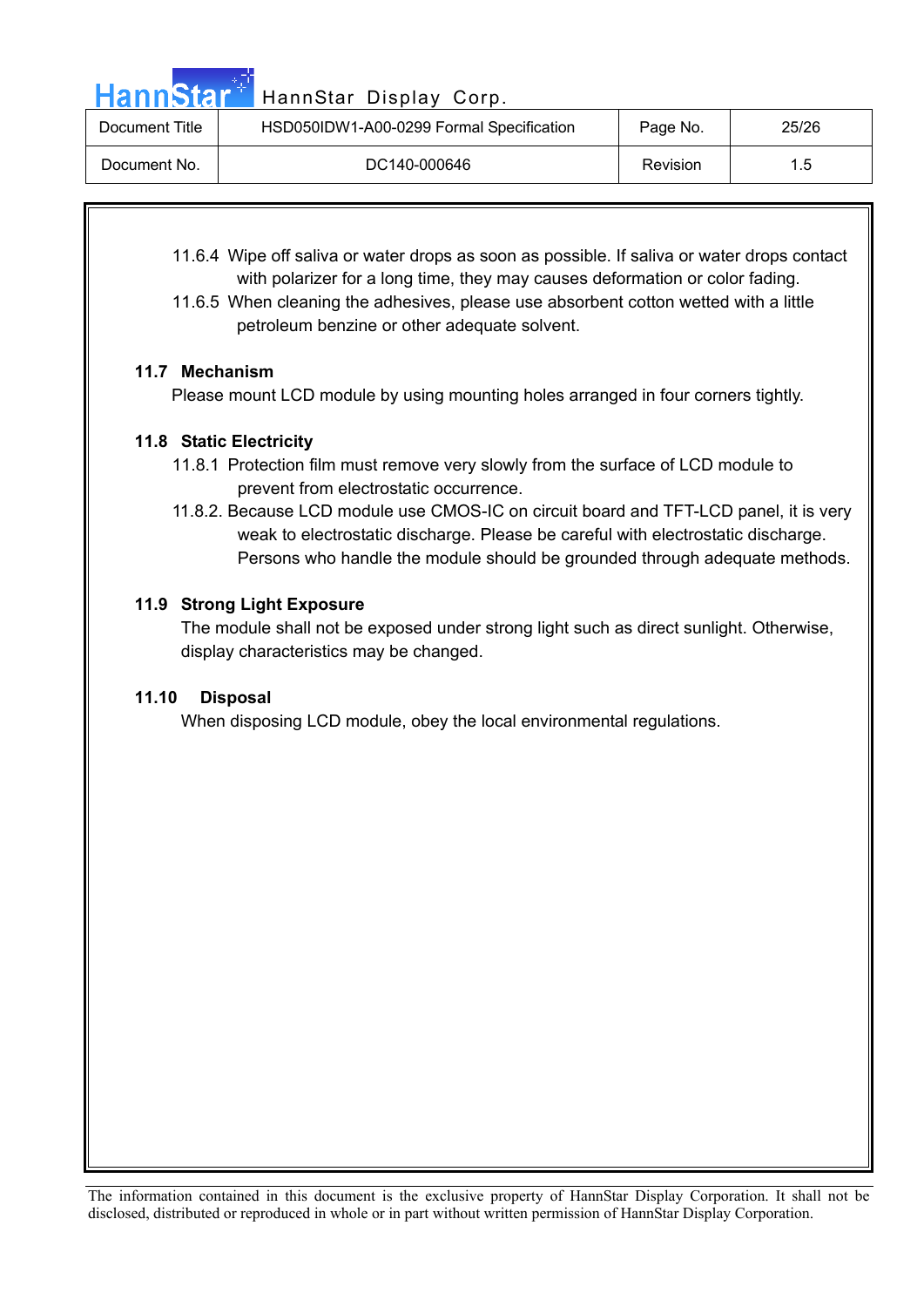11.6.4 Wipe off saliva or water drops as soon as possible. If saliva or water drops contact with polarizer for a long time, they may causes deformation or color fading.

11.6.5 When cleaning the adhesives, please use absorbent cotton wetted with a little petroleum benzine or other adequate solvent.

### 11.7 Mechanism

Please mount LCD module by using mounting holes arranged in four corners tightly.

### 11.8 Static Electricity

11.8.1 Protection film must remove very slowly from the surface of LCD module to prevent from electrostatic occurrence.

11.8.2. Because LCD module use CMOS-IC on circuit board and TFT-LCD panel, it is very weak to electrostatic discharge. Please be careful with electrostatic discharge. Persons who handle the module should be grounded through adequate methods.

### 11.9 Strong Light Exposure

The module shall not be exposed under strong light such as direct sunlight. Otherwise, display characteristics may be changed.

### 11.10 Disposal

When disposing LCD module, obey the local environmental regulations.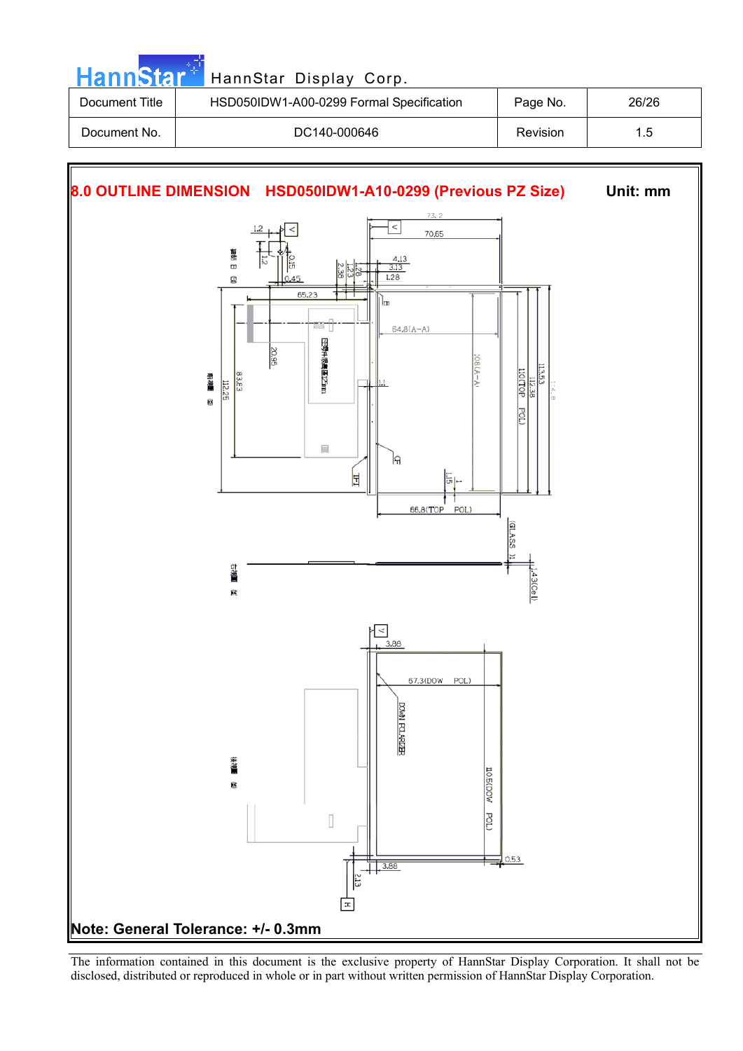# 8.0 OUTLINE DIMENSION HSD050IDW1-A10-0299 (Previous PZ Size) Unit: mm

73.2
70.65
1.2
1.2
0.15
0.45
2.38
1.23
1.28
4.13
3.13
1.28
65.23
20.95
64.8(A-A)
108(A-A)
110(TOP POL)
112.38
113.53
114.8
83.83
112.25
1.1
CF
TFT
1.15
1
66.8(TOP POL)
GLASS 1
1.43(Cell)
3.88
67.3(DOW POL)
DOWN POLARIZER
110.5(DOW POL)
0.53
3.88
2.13

**Note: General Tolerance: +/- 0.3mm**

The information contained in this document is the exclusive property of HannStar Display Corporation. It shall not be disclosed, distributed or reproduced in whole or in part without written permission of HannStar Display Corporation.